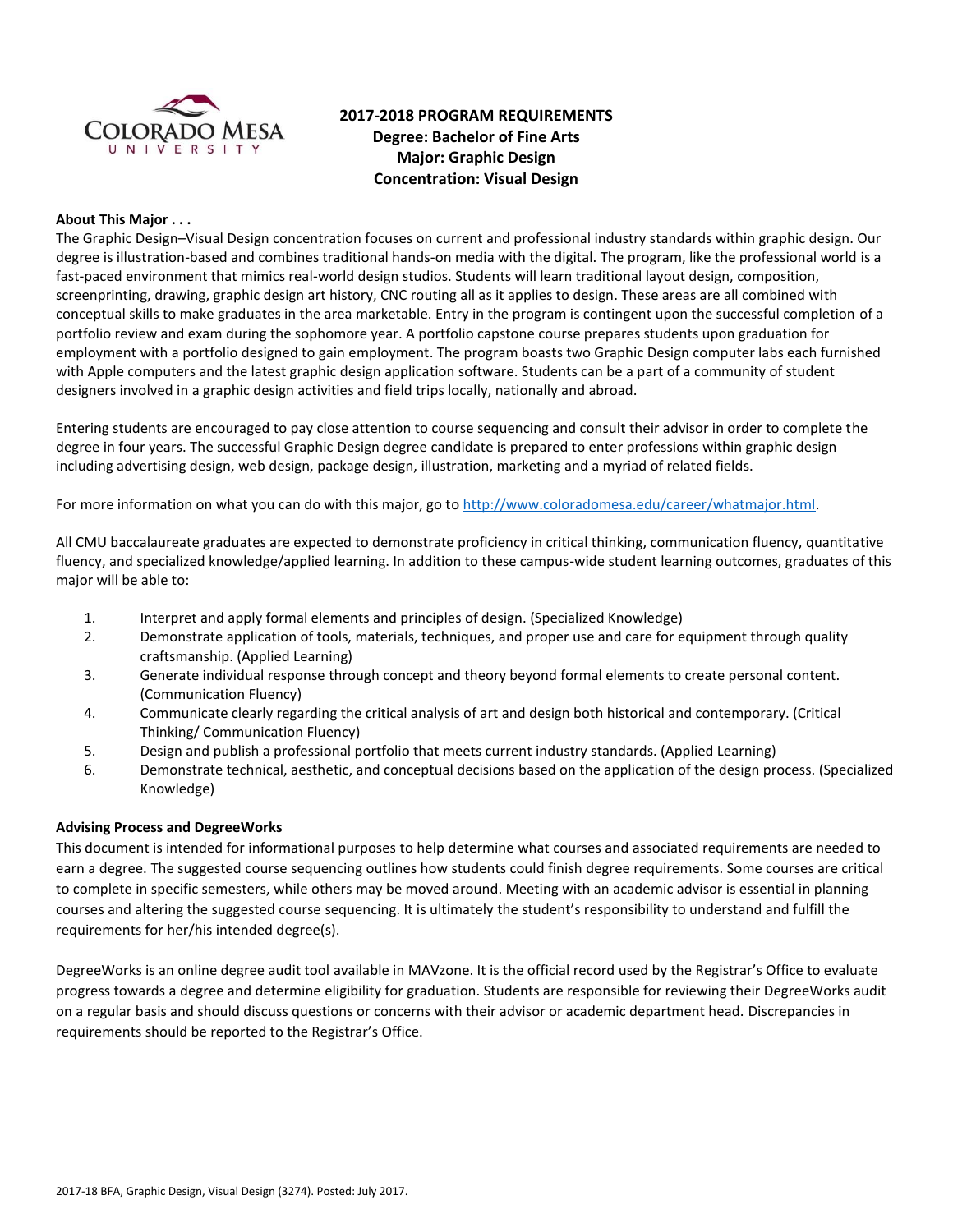# 2017-2018 PROGRAM REQUIREMENTS
## Degree: Bachelor of Fine Arts
## Major: Graphic Design
## Concentration: Visual Design

**About This Major . . .**

The Graphic Design–Visual Design concentration focuses on current and professional industry standards within graphic design. Our degree is illustration-based and combines traditional hands-on media with the digital. The program, like the professional world is a fast-paced environment that mimics real-world design studios. Students will learn traditional layout design, composition, screenprinting, drawing, graphic design art history, CNC routing all as it applies to design. These areas are all combined with conceptual skills to make graduates in the area marketable. Entry in the program is contingent upon the successful completion of a portfolio review and exam during the sophomore year. A portfolio capstone course prepares students upon graduation for employment with a portfolio designed to gain employment. The program boasts two Graphic Design computer labs each furnished with Apple computers and the latest graphic design application software. Students can be a part of a community of student designers involved in a graphic design activities and field trips locally, nationally and abroad.

Entering students are encouraged to pay close attention to course sequencing and consult their advisor in order to complete the degree in four years. The successful Graphic Design degree candidate is prepared to enter professions within graphic design including advertising design, web design, package design, illustration, marketing and a myriad of related fields.

For more information on what you can do with this major, go to http://www.coloradomesa.edu/career/whatmajor.html.

All CMU baccalaureate graduates are expected to demonstrate proficiency in critical thinking, communication fluency, quantitative fluency, and specialized knowledge/applied learning. In addition to these campus-wide student learning outcomes, graduates of this major will be able to:

1. Interpret and apply formal elements and principles of design. (Specialized Knowledge)
2. Demonstrate application of tools, materials, techniques, and proper use and care for equipment through quality craftsmanship. (Applied Learning)
3. Generate individual response through concept and theory beyond formal elements to create personal content. (Communication Fluency)
4. Communicate clearly regarding the critical analysis of art and design both historical and contemporary. (Critical Thinking/ Communication Fluency)
5. Design and publish a professional portfolio that meets current industry standards. (Applied Learning)
6. Demonstrate technical, aesthetic, and conceptual decisions based on the application of the design process. (Specialized Knowledge)

**Advising Process and DegreeWorks**

This document is intended for informational purposes to help determine what courses and associated requirements are needed to earn a degree. The suggested course sequencing outlines how students could finish degree requirements. Some courses are critical to complete in specific semesters, while others may be moved around. Meeting with an academic advisor is essential in planning courses and altering the suggested course sequencing. It is ultimately the student's responsibility to understand and fulfill the requirements for her/his intended degree(s).

DegreeWorks is an online degree audit tool available in MAVzone. It is the official record used by the Registrar's Office to evaluate progress towards a degree and determine eligibility for graduation. Students are responsible for reviewing their DegreeWorks audit on a regular basis and should discuss questions or concerns with their advisor or academic department head. Discrepancies in requirements should be reported to the Registrar's Office.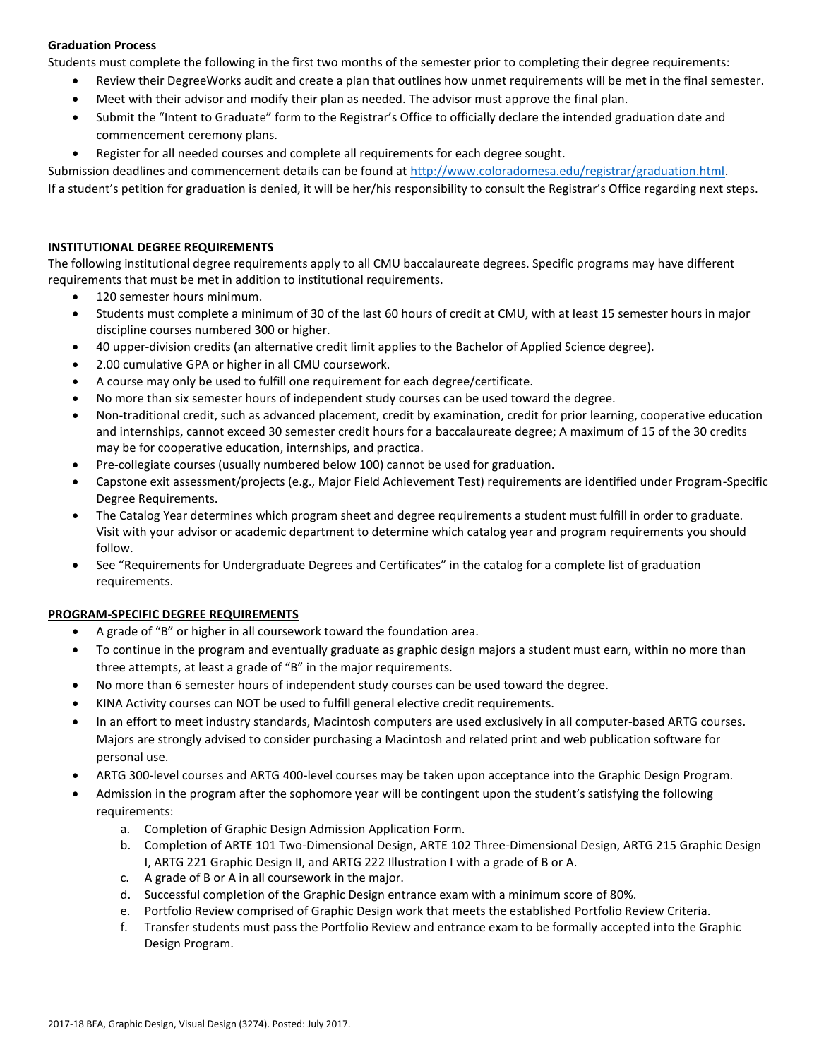**Graduation Process**

Students must complete the following in the first two months of the semester prior to completing their degree requirements:

- Review their DegreeWorks audit and create a plan that outlines how unmet requirements will be met in the final semester.
- Meet with their advisor and modify their plan as needed. The advisor must approve the final plan.
- Submit the "Intent to Graduate" form to the Registrar's Office to officially declare the intended graduation date and commencement ceremony plans.
- Register for all needed courses and complete all requirements for each degree sought.

Submission deadlines and commencement details can be found at http://www.coloradomesa.edu/registrar/graduation.html.

If a student's petition for graduation is denied, it will be her/his responsibility to consult the Registrar's Office regarding next steps.

## INSTITUTIONAL DEGREE REQUIREMENTS

The following institutional degree requirements apply to all CMU baccalaureate degrees. Specific programs may have different requirements that must be met in addition to institutional requirements.

- 120 semester hours minimum.
- Students must complete a minimum of 30 of the last 60 hours of credit at CMU, with at least 15 semester hours in major discipline courses numbered 300 or higher.
- 40 upper-division credits (an alternative credit limit applies to the Bachelor of Applied Science degree).
- 2.00 cumulative GPA or higher in all CMU coursework.
- A course may only be used to fulfill one requirement for each degree/certificate.
- No more than six semester hours of independent study courses can be used toward the degree.
- Non-traditional credit, such as advanced placement, credit by examination, credit for prior learning, cooperative education and internships, cannot exceed 30 semester credit hours for a baccalaureate degree; A maximum of 15 of the 30 credits may be for cooperative education, internships, and practica.
- Pre-collegiate courses (usually numbered below 100) cannot be used for graduation.
- Capstone exit assessment/projects (e.g., Major Field Achievement Test) requirements are identified under Program-Specific Degree Requirements.
- The Catalog Year determines which program sheet and degree requirements a student must fulfill in order to graduate. Visit with your advisor or academic department to determine which catalog year and program requirements you should follow.
- See "Requirements for Undergraduate Degrees and Certificates" in the catalog for a complete list of graduation requirements.

## PROGRAM-SPECIFIC DEGREE REQUIREMENTS

- A grade of "B" or higher in all coursework toward the foundation area.
- To continue in the program and eventually graduate as graphic design majors a student must earn, within no more than three attempts, at least a grade of "B" in the major requirements.
- No more than 6 semester hours of independent study courses can be used toward the degree.
- KINA Activity courses can NOT be used to fulfill general elective credit requirements.
- In an effort to meet industry standards, Macintosh computers are used exclusively in all computer-based ARTG courses. Majors are strongly advised to consider purchasing a Macintosh and related print and web publication software for personal use.
- ARTG 300-level courses and ARTG 400-level courses may be taken upon acceptance into the Graphic Design Program.
- Admission in the program after the sophomore year will be contingent upon the student's satisfying the following requirements:
    a. Completion of Graphic Design Admission Application Form.
    b. Completion of ARTE 101 Two-Dimensional Design, ARTE 102 Three-Dimensional Design, ARTG 215 Graphic Design I, ARTG 221 Graphic Design II, and ARTG 222 Illustration I with a grade of B or A.
    c. A grade of B or A in all coursework in the major.
    d. Successful completion of the Graphic Design entrance exam with a minimum score of 80%.
    e. Portfolio Review comprised of Graphic Design work that meets the established Portfolio Review Criteria.
    f. Transfer students must pass the Portfolio Review and entrance exam to be formally accepted into the Graphic Design Program.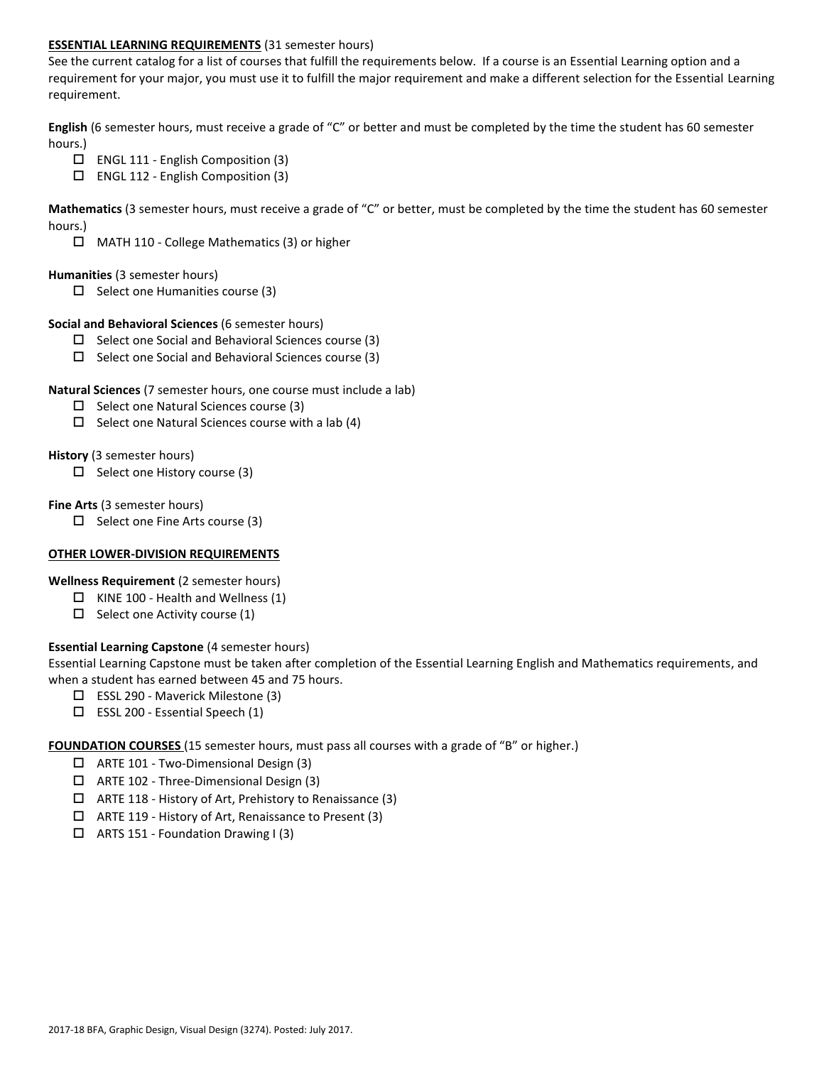**ESSENTIAL LEARNING REQUIREMENTS** (31 semester hours)

See the current catalog for a list of courses that fulfill the requirements below. If a course is an Essential Learning option and a requirement for your major, you must use it to fulfill the major requirement and make a different selection for the Essential Learning requirement.

**English** (6 semester hours, must receive a grade of "C" or better and must be completed by the time the student has 60 semester hours.)

- ☐ ENGL 111 - English Composition (3)
- ☐ ENGL 112 - English Composition (3)

**Mathematics** (3 semester hours, must receive a grade of "C" or better, must be completed by the time the student has 60 semester hours.)

- ☐ MATH 110 - College Mathematics (3) or higher

**Humanities** (3 semester hours)

- ☐ Select one Humanities course (3)

**Social and Behavioral Sciences** (6 semester hours)

- ☐ Select one Social and Behavioral Sciences course (3)
- ☐ Select one Social and Behavioral Sciences course (3)

**Natural Sciences** (7 semester hours, one course must include a lab)

- ☐ Select one Natural Sciences course (3)
- ☐ Select one Natural Sciences course with a lab (4)

**History** (3 semester hours)

- ☐ Select one History course (3)

**Fine Arts** (3 semester hours)

- ☐ Select one Fine Arts course (3)

**OTHER LOWER-DIVISION REQUIREMENTS**

**Wellness Requirement** (2 semester hours)

- ☐ KINE 100 - Health and Wellness (1)
- ☐ Select one Activity course (1)

**Essential Learning Capstone** (4 semester hours)

Essential Learning Capstone must be taken after completion of the Essential Learning English and Mathematics requirements, and when a student has earned between 45 and 75 hours.

- ☐ ESSL 290 - Maverick Milestone (3)
- ☐ ESSL 200 - Essential Speech (1)

**FOUNDATION COURSES** (15 semester hours, must pass all courses with a grade of "B" or higher.)

- ☐ ARTE 101 - Two-Dimensional Design (3)
- ☐ ARTE 102 - Three-Dimensional Design (3)
- ☐ ARTE 118 - History of Art, Prehistory to Renaissance (3)
- ☐ ARTE 119 - History of Art, Renaissance to Present (3)
- ☐ ARTS 151 - Foundation Drawing I (3)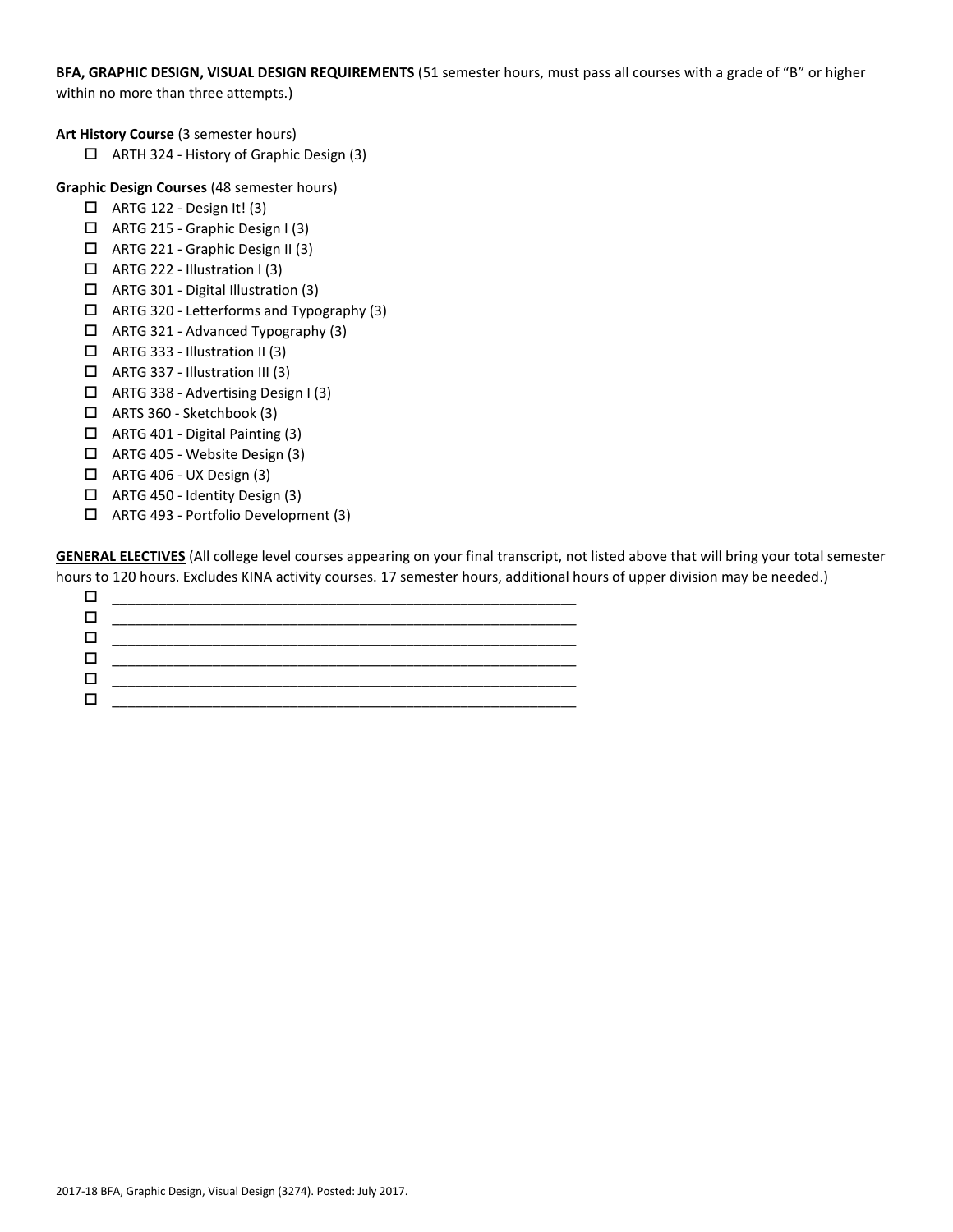**<u>BFA, GRAPHIC DESIGN, VISUAL DESIGN REQUIREMENTS</u>** (51 semester hours, must pass all courses with a grade of "B" or higher within no more than three attempts.)

**Art History Course** (3 semester hours)

- ☐ ARTH 324 - History of Graphic Design (3)

**Graphic Design Courses** (48 semester hours)

- ☐ ARTG 122 - Design It! (3)
- ☐ ARTG 215 - Graphic Design I (3)
- ☐ ARTG 221 - Graphic Design II (3)
- ☐ ARTG 222 - Illustration I (3)
- ☐ ARTG 301 - Digital Illustration (3)
- ☐ ARTG 320 - Letterforms and Typography (3)
- ☐ ARTG 321 - Advanced Typography (3)
- ☐ ARTG 333 - Illustration II (3)
- ☐ ARTG 337 - Illustration III (3)
- ☐ ARTG 338 - Advertising Design I (3)
- ☐ ARTS 360 - Sketchbook (3)
- ☐ ARTG 401 - Digital Painting (3)
- ☐ ARTG 405 - Website Design (3)
- ☐ ARTG 406 - UX Design (3)
- ☐ ARTG 450 - Identity Design (3)
- ☐ ARTG 493 - Portfolio Development (3)

**<u>GENERAL ELECTIVES</u>** (All college level courses appearing on your final transcript, not listed above that will bring your total semester hours to 120 hours. Excludes KINA activity courses. 17 semester hours, additional hours of upper division may be needed.)

- ☐ ____________________________________________________________
- ☐ ____________________________________________________________
- ☐ ____________________________________________________________
- ☐ ____________________________________________________________
- ☐ ____________________________________________________________
- ☐ ____________________________________________________________

2017-18 BFA, Graphic Design, Visual Design (3274). Posted: July 2017.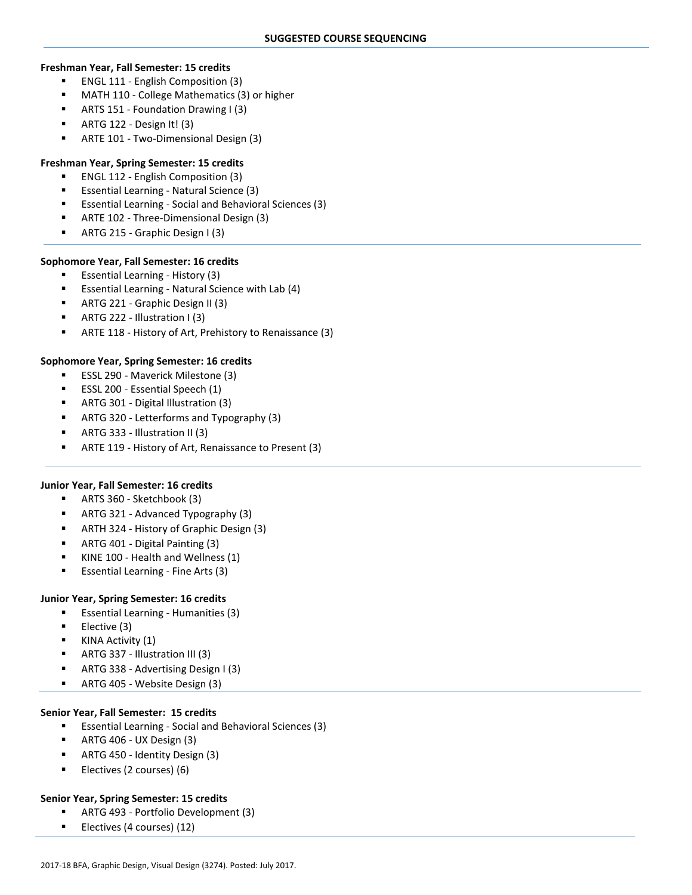## SUGGESTED COURSE SEQUENCING

**Freshman Year, Fall Semester: 15 credits**

- ENGL 111 - English Composition (3)
- MATH 110 - College Mathematics (3) or higher
- ARTS 151 - Foundation Drawing I (3)
- ARTG 122 - Design It! (3)
- ARTE 101 - Two-Dimensional Design (3)

**Freshman Year, Spring Semester: 15 credits**

- ENGL 112 - English Composition (3)
- Essential Learning - Natural Science (3)
- Essential Learning - Social and Behavioral Sciences (3)
- ARTE 102 - Three-Dimensional Design (3)
- ARTG 215 - Graphic Design I (3)

**Sophomore Year, Fall Semester: 16 credits**

- Essential Learning - History (3)
- Essential Learning - Natural Science with Lab (4)
- ARTG 221 - Graphic Design II (3)
- ARTG 222 - Illustration I (3)
- ARTE 118 - History of Art, Prehistory to Renaissance (3)

**Sophomore Year, Spring Semester: 16 credits**

- ESSL 290 - Maverick Milestone (3)
- ESSL 200 - Essential Speech (1)
- ARTG 301 - Digital Illustration (3)
- ARTG 320 - Letterforms and Typography (3)
- ARTG 333 - Illustration II (3)
- ARTE 119 - History of Art, Renaissance to Present (3)

**Junior Year, Fall Semester: 16 credits**

- ARTS 360 - Sketchbook (3)
- ARTG 321 - Advanced Typography (3)
- ARTH 324 - History of Graphic Design (3)
- ARTG 401 - Digital Painting (3)
- KINE 100 - Health and Wellness (1)
- Essential Learning - Fine Arts (3)

**Junior Year, Spring Semester: 16 credits**

- Essential Learning - Humanities (3)
- Elective (3)
- KINA Activity (1)
- ARTG 337 - Illustration III (3)
- ARTG 338 - Advertising Design I (3)
- ARTG 405 - Website Design (3)

**Senior Year, Fall Semester: 15 credits**

- Essential Learning - Social and Behavioral Sciences (3)
- ARTG 406 - UX Design (3)
- ARTG 450 - Identity Design (3)
- Electives (2 courses) (6)

**Senior Year, Spring Semester: 15 credits**

- ARTG 493 - Portfolio Development (3)
- Electives (4 courses) (12)

2017-18 BFA, Graphic Design, Visual Design (3274). Posted: July 2017.